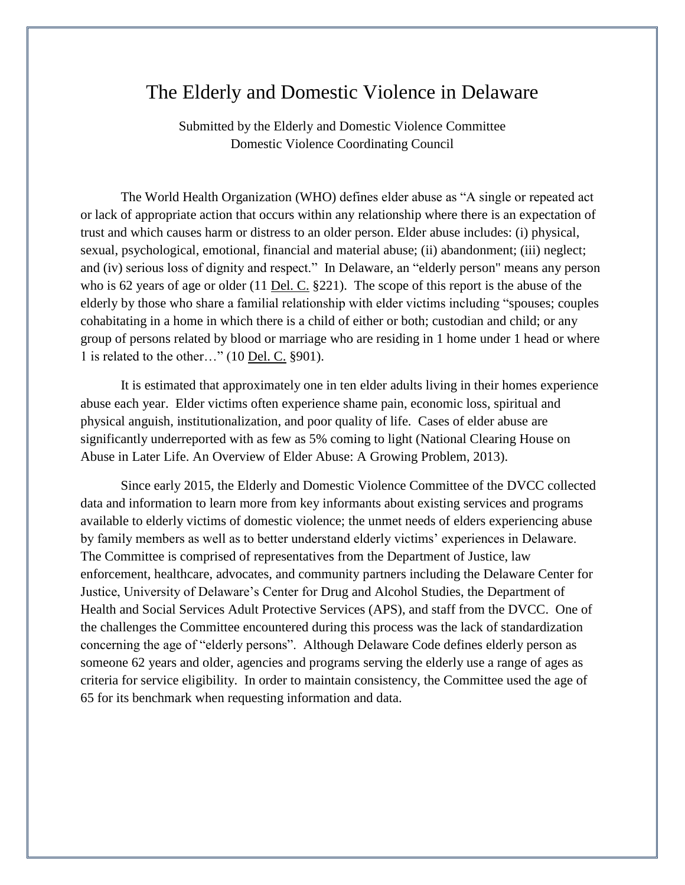# The Elderly and Domestic Violence in Delaware

Submitted by the Elderly and Domestic Violence Committee
Domestic Violence Coordinating Council

The World Health Organization (WHO) defines elder abuse as "A single or repeated act or lack of appropriate action that occurs within any relationship where there is an expectation of trust and which causes harm or distress to an older person. Elder abuse includes: (i) physical, sexual, psychological, emotional, financial and material abuse; (ii) abandonment; (iii) neglect; and (iv) serious loss of dignity and respect." In Delaware, an "elderly person" means any person who is 62 years of age or older (11 Del. C. §221). The scope of this report is the abuse of the elderly by those who share a familial relationship with elder victims including "spouses; couples cohabitating in a home in which there is a child of either or both; custodian and child; or any group of persons related by blood or marriage who are residing in 1 home under 1 head or where 1 is related to the other…" (10 Del. C. §901).

It is estimated that approximately one in ten elder adults living in their homes experience abuse each year. Elder victims often experience shame pain, economic loss, spiritual and physical anguish, institutionalization, and poor quality of life. Cases of elder abuse are significantly underreported with as few as 5% coming to light (National Clearing House on Abuse in Later Life. An Overview of Elder Abuse: A Growing Problem, 2013).

Since early 2015, the Elderly and Domestic Violence Committee of the DVCC collected data and information to learn more from key informants about existing services and programs available to elderly victims of domestic violence; the unmet needs of elders experiencing abuse by family members as well as to better understand elderly victims' experiences in Delaware. The Committee is comprised of representatives from the Department of Justice, law enforcement, healthcare, advocates, and community partners including the Delaware Center for Justice, University of Delaware's Center for Drug and Alcohol Studies, the Department of Health and Social Services Adult Protective Services (APS), and staff from the DVCC. One of the challenges the Committee encountered during this process was the lack of standardization concerning the age of "elderly persons". Although Delaware Code defines elderly person as someone 62 years and older, agencies and programs serving the elderly use a range of ages as criteria for service eligibility. In order to maintain consistency, the Committee used the age of 65 for its benchmark when requesting information and data.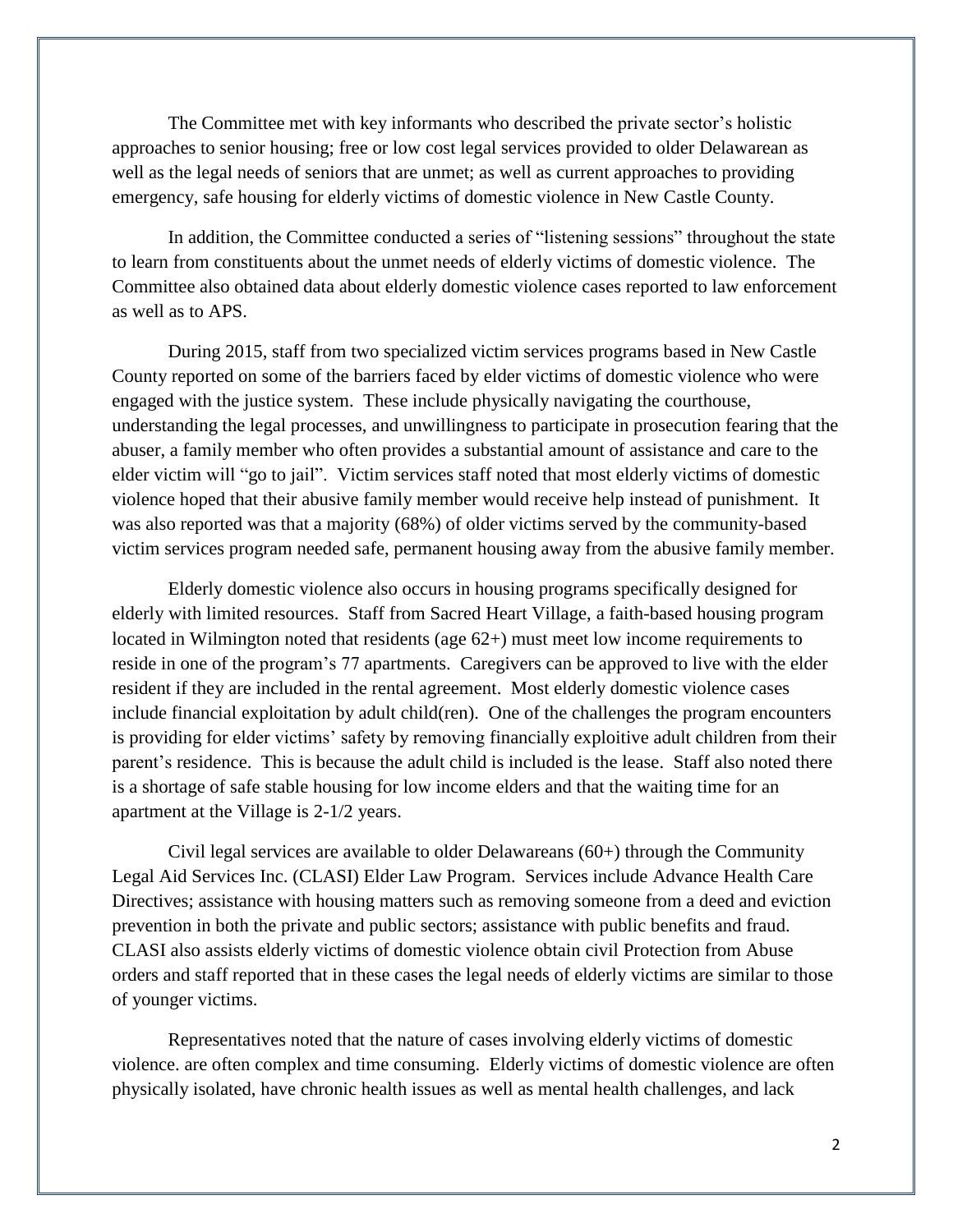The Committee met with key informants who described the private sector's holistic approaches to senior housing; free or low cost legal services provided to older Delawarean as well as the legal needs of seniors that are unmet; as well as current approaches to providing emergency, safe housing for elderly victims of domestic violence in New Castle County.

In addition, the Committee conducted a series of "listening sessions" throughout the state to learn from constituents about the unmet needs of elderly victims of domestic violence. The Committee also obtained data about elderly domestic violence cases reported to law enforcement as well as to APS.

During 2015, staff from two specialized victim services programs based in New Castle County reported on some of the barriers faced by elder victims of domestic violence who were engaged with the justice system. These include physically navigating the courthouse, understanding the legal processes, and unwillingness to participate in prosecution fearing that the abuser, a family member who often provides a substantial amount of assistance and care to the elder victim will "go to jail". Victim services staff noted that most elderly victims of domestic violence hoped that their abusive family member would receive help instead of punishment. It was also reported was that a majority (68%) of older victims served by the community-based victim services program needed safe, permanent housing away from the abusive family member.

Elderly domestic violence also occurs in housing programs specifically designed for elderly with limited resources. Staff from Sacred Heart Village, a faith-based housing program located in Wilmington noted that residents (age 62+) must meet low income requirements to reside in one of the program's 77 apartments. Caregivers can be approved to live with the elder resident if they are included in the rental agreement. Most elderly domestic violence cases include financial exploitation by adult child(ren). One of the challenges the program encounters is providing for elder victims' safety by removing financially exploitive adult children from their parent's residence. This is because the adult child is included is the lease. Staff also noted there is a shortage of safe stable housing for low income elders and that the waiting time for an apartment at the Village is 2-1/2 years.

Civil legal services are available to older Delawareans (60+) through the Community Legal Aid Services Inc. (CLASI) Elder Law Program. Services include Advance Health Care Directives; assistance with housing matters such as removing someone from a deed and eviction prevention in both the private and public sectors; assistance with public benefits and fraud. CLASI also assists elderly victims of domestic violence obtain civil Protection from Abuse orders and staff reported that in these cases the legal needs of elderly victims are similar to those of younger victims.

Representatives noted that the nature of cases involving elderly victims of domestic violence. are often complex and time consuming. Elderly victims of domestic violence are often physically isolated, have chronic health issues as well as mental health challenges, and lack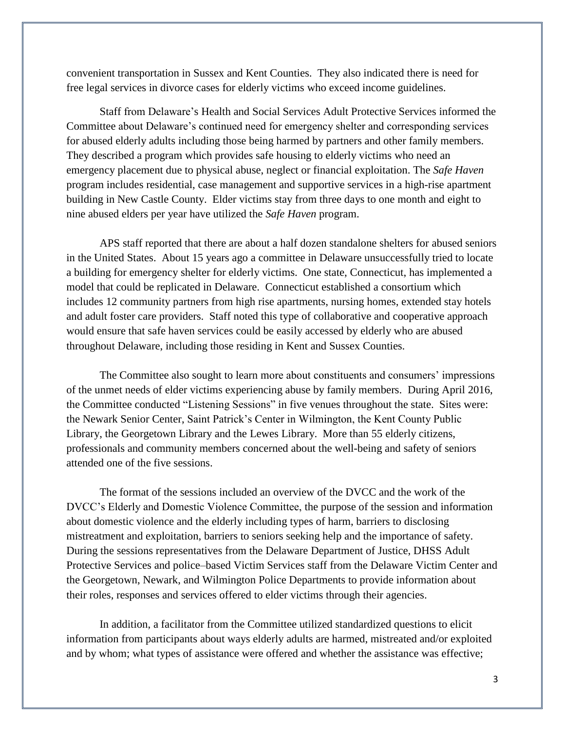convenient transportation in Sussex and Kent Counties. They also indicated there is need for free legal services in divorce cases for elderly victims who exceed income guidelines.

Staff from Delaware's Health and Social Services Adult Protective Services informed the Committee about Delaware's continued need for emergency shelter and corresponding services for abused elderly adults including those being harmed by partners and other family members. They described a program which provides safe housing to elderly victims who need an emergency placement due to physical abuse, neglect or financial exploitation. The *Safe Haven* program includes residential, case management and supportive services in a high-rise apartment building in New Castle County. Elder victims stay from three days to one month and eight to nine abused elders per year have utilized the *Safe Haven* program.

APS staff reported that there are about a half dozen standalone shelters for abused seniors in the United States. About 15 years ago a committee in Delaware unsuccessfully tried to locate a building for emergency shelter for elderly victims. One state, Connecticut, has implemented a model that could be replicated in Delaware. Connecticut established a consortium which includes 12 community partners from high rise apartments, nursing homes, extended stay hotels and adult foster care providers. Staff noted this type of collaborative and cooperative approach would ensure that safe haven services could be easily accessed by elderly who are abused throughout Delaware, including those residing in Kent and Sussex Counties.

The Committee also sought to learn more about constituents and consumers' impressions of the unmet needs of elder victims experiencing abuse by family members. During April 2016, the Committee conducted "Listening Sessions" in five venues throughout the state. Sites were: the Newark Senior Center, Saint Patrick's Center in Wilmington, the Kent County Public Library, the Georgetown Library and the Lewes Library. More than 55 elderly citizens, professionals and community members concerned about the well-being and safety of seniors attended one of the five sessions.

The format of the sessions included an overview of the DVCC and the work of the DVCC's Elderly and Domestic Violence Committee, the purpose of the session and information about domestic violence and the elderly including types of harm, barriers to disclosing mistreatment and exploitation, barriers to seniors seeking help and the importance of safety. During the sessions representatives from the Delaware Department of Justice, DHSS Adult Protective Services and police–based Victim Services staff from the Delaware Victim Center and the Georgetown, Newark, and Wilmington Police Departments to provide information about their roles, responses and services offered to elder victims through their agencies.

In addition, a facilitator from the Committee utilized standardized questions to elicit information from participants about ways elderly adults are harmed, mistreated and/or exploited and by whom; what types of assistance were offered and whether the assistance was effective;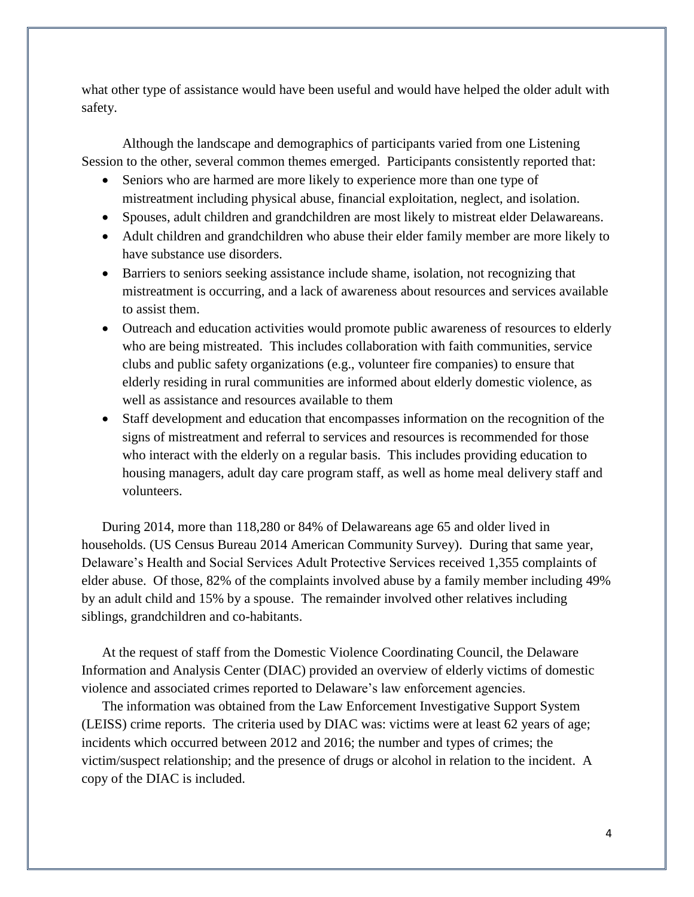what other type of assistance would have been useful and would have helped the older adult with safety.

Although the landscape and demographics of participants varied from one Listening Session to the other, several common themes emerged. Participants consistently reported that:

- Seniors who are harmed are more likely to experience more than one type of mistreatment including physical abuse, financial exploitation, neglect, and isolation.
- Spouses, adult children and grandchildren are most likely to mistreat elder Delawareans.
- Adult children and grandchildren who abuse their elder family member are more likely to have substance use disorders.
- Barriers to seniors seeking assistance include shame, isolation, not recognizing that mistreatment is occurring, and a lack of awareness about resources and services available to assist them.
- Outreach and education activities would promote public awareness of resources to elderly who are being mistreated. This includes collaboration with faith communities, service clubs and public safety organizations (e.g., volunteer fire companies) to ensure that elderly residing in rural communities are informed about elderly domestic violence, as well as assistance and resources available to them
- Staff development and education that encompasses information on the recognition of the signs of mistreatment and referral to services and resources is recommended for those who interact with the elderly on a regular basis. This includes providing education to housing managers, adult day care program staff, as well as home meal delivery staff and volunteers.

During 2014, more than 118,280 or 84% of Delawareans age 65 and older lived in households. (US Census Bureau 2014 American Community Survey). During that same year, Delaware's Health and Social Services Adult Protective Services received 1,355 complaints of elder abuse. Of those, 82% of the complaints involved abuse by a family member including 49% by an adult child and 15% by a spouse. The remainder involved other relatives including siblings, grandchildren and co-habitants.

At the request of staff from the Domestic Violence Coordinating Council, the Delaware Information and Analysis Center (DIAC) provided an overview of elderly victims of domestic violence and associated crimes reported to Delaware's law enforcement agencies.

The information was obtained from the Law Enforcement Investigative Support System (LEISS) crime reports. The criteria used by DIAC was: victims were at least 62 years of age; incidents which occurred between 2012 and 2016; the number and types of crimes; the victim/suspect relationship; and the presence of drugs or alcohol in relation to the incident. A copy of the DIAC is included.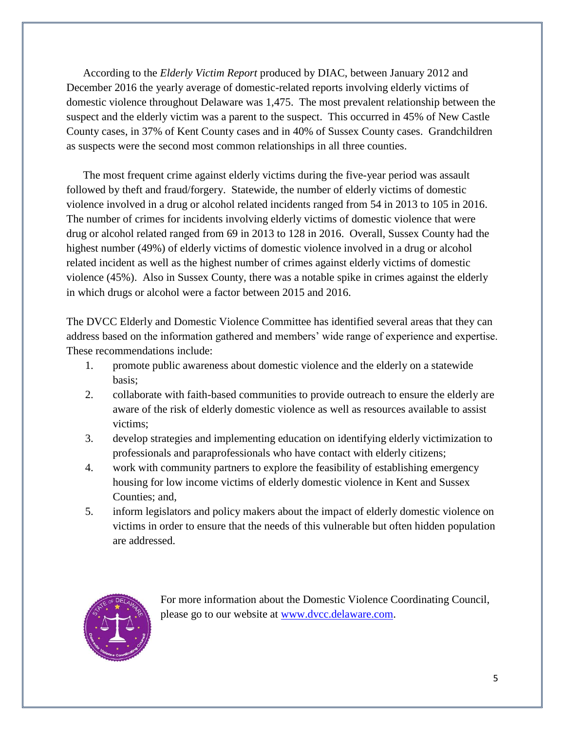According to the *Elderly Victim Report* produced by DIAC, between January 2012 and December 2016 the yearly average of domestic-related reports involving elderly victims of domestic violence throughout Delaware was 1,475. The most prevalent relationship between the suspect and the elderly victim was a parent to the suspect. This occurred in 45% of New Castle County cases, in 37% of Kent County cases and in 40% of Sussex County cases. Grandchildren as suspects were the second most common relationships in all three counties.

The most frequent crime against elderly victims during the five-year period was assault followed by theft and fraud/forgery. Statewide, the number of elderly victims of domestic violence involved in a drug or alcohol related incidents ranged from 54 in 2013 to 105 in 2016. The number of crimes for incidents involving elderly victims of domestic violence that were drug or alcohol related ranged from 69 in 2013 to 128 in 2016. Overall, Sussex County had the highest number (49%) of elderly victims of domestic violence involved in a drug or alcohol related incident as well as the highest number of crimes against elderly victims of domestic violence (45%). Also in Sussex County, there was a notable spike in crimes against the elderly in which drugs or alcohol were a factor between 2015 and 2016.

The DVCC Elderly and Domestic Violence Committee has identified several areas that they can address based on the information gathered and members' wide range of experience and expertise. These recommendations include:

1. promote public awareness about domestic violence and the elderly on a statewide basis;
2. collaborate with faith-based communities to provide outreach to ensure the elderly are aware of the risk of elderly domestic violence as well as resources available to assist victims;
3. develop strategies and implementing education on identifying elderly victimization to professionals and paraprofessionals who have contact with elderly citizens;
4. work with community partners to explore the feasibility of establishing emergency housing for low income victims of elderly domestic violence in Kent and Sussex Counties; and,
5. inform legislators and policy makers about the impact of elderly domestic violence on victims in order to ensure that the needs of this vulnerable but often hidden population are addressed.

For more information about the Domestic Violence Coordinating Council, please go to our website at [www.dvcc.delaware.com](www.dvcc.delaware.com).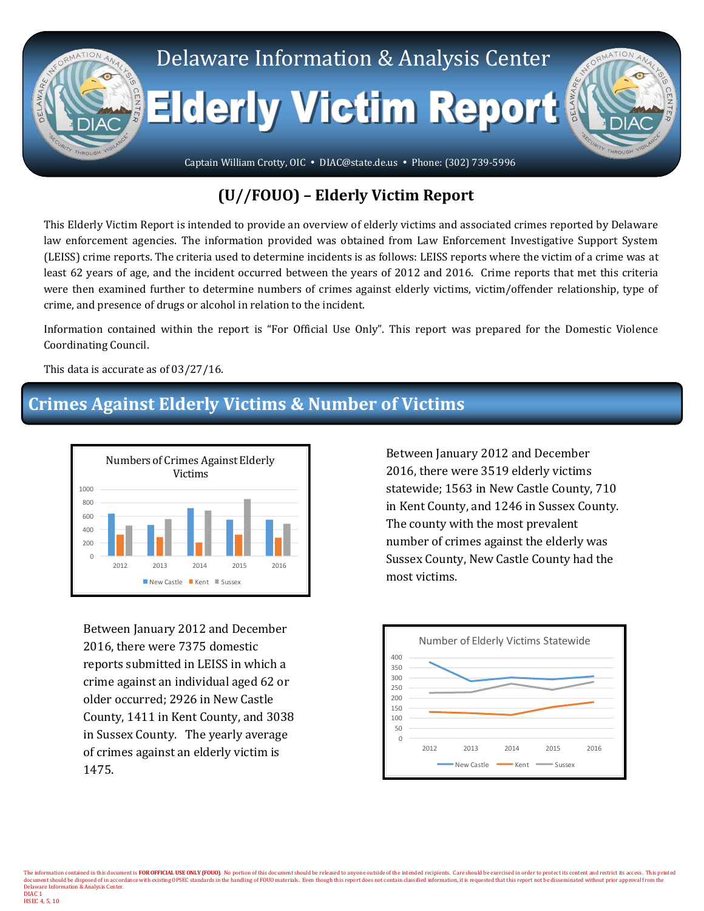# Delaware Information & Analysis Center

# Elderly Victim Report

Captain William Crotty, OIC • DIAC@state.de.us • Phone: (302) 739-5996

## (U//FOUO) – Elderly Victim Report

This Elderly Victim Report is intended to provide an overview of elderly victims and associated crimes reported by Delaware law enforcement agencies. The information provided was obtained from Law Enforcement Investigative Support System (LEISS) crime reports. The criteria used to determine incidents is as follows: LEISS reports where the victim of a crime was at least 62 years of age, and the incident occurred between the years of 2012 and 2016. Crime reports that met this criteria were then examined further to determine numbers of crimes against elderly victims, victim/offender relationship, type of crime, and presence of drugs or alcohol in relation to the incident.

Information contained within the report is "For Official Use Only". This report was prepared for the Domestic Violence Coordinating Council.

This data is accurate as of 03/27/16.

## Crimes Against Elderly Victims & Number of Victims

Numbers of Crimes Against Elderly Victims

Between January 2012 and December 2016, there were 3519 elderly victims statewide; 1563 in New Castle County, 710 in Kent County, and 1246 in Sussex County. The county with the most prevalent number of crimes against the elderly was Sussex County, New Castle County had the most victims.

Between January 2012 and December 2016, there were 7375 domestic reports submitted in LEISS in which a crime against an individual aged 62 or older occurred; 2926 in New Castle County, 1411 in Kent County, and 3038 in Sussex County. The yearly average of crimes against an elderly victim is 1475.

Number of Elderly Victims Statewide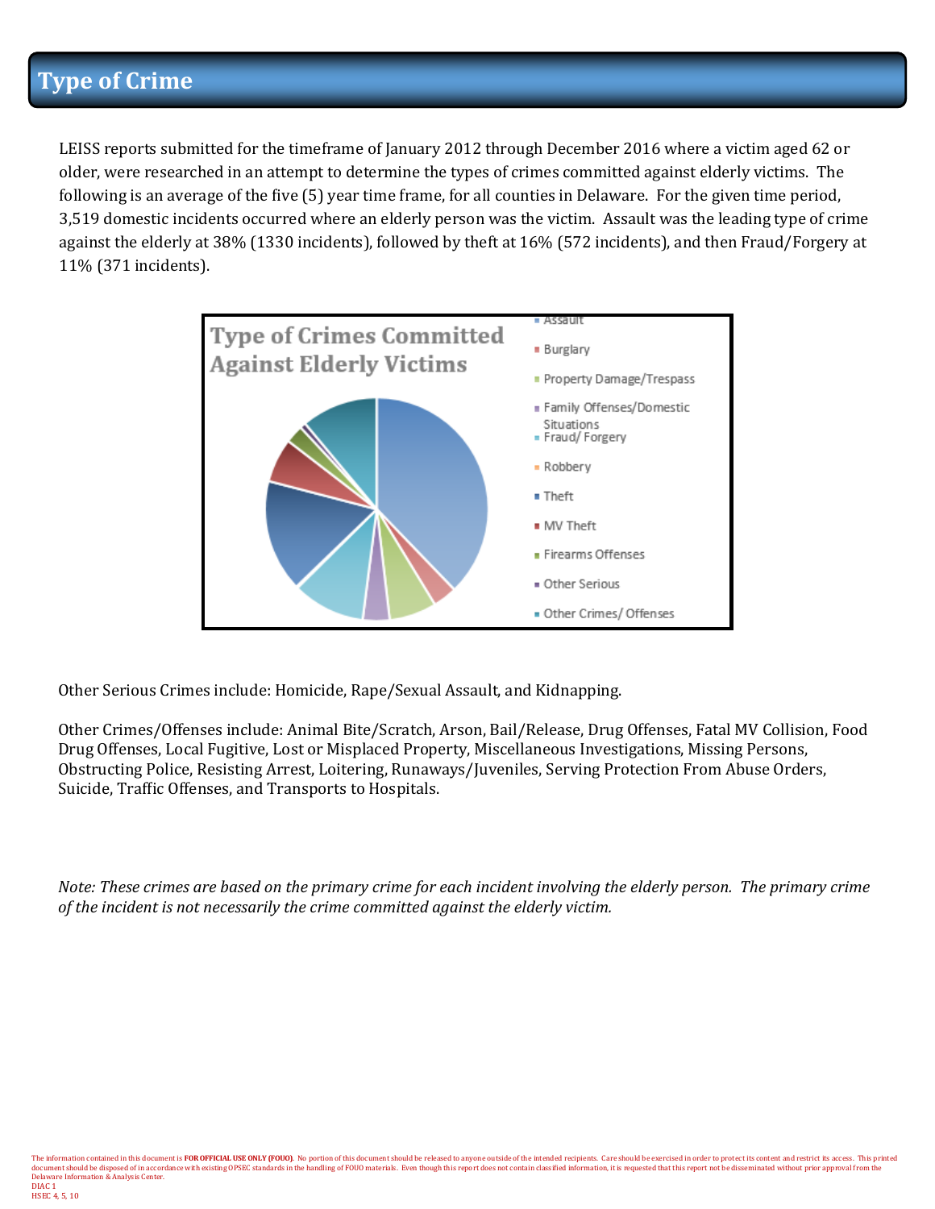# Type of Crime

LEISS reports submitted for the timeframe of January 2012 through December 2016 where a victim aged 62 or older, were researched in an attempt to determine the types of crimes committed against elderly victims. The following is an average of the five (5) year time frame, for all counties in Delaware. For the given time period, 3,519 domestic incidents occurred where an elderly person was the victim. Assault was the leading type of crime against the elderly at 38% (1330 incidents), followed by theft at 16% (572 incidents), and then Fraud/Forgery at 11% (371 incidents).

**Type of Crimes Committed Against Elderly Victims**

- Assault
- Burglary
- Property Damage/Trespass
- Family Offenses/Domestic Situations
- Fraud/ Forgery
- Robbery
- Theft
- MV Theft
- Firearms Offenses
- Other Serious
- Other Crimes/ Offenses

Other Serious Crimes include: Homicide, Rape/Sexual Assault, and Kidnapping.

Other Crimes/Offenses include: Animal Bite/Scratch, Arson, Bail/Release, Drug Offenses, Fatal MV Collision, Food Drug Offenses, Local Fugitive, Lost or Misplaced Property, Miscellaneous Investigations, Missing Persons, Obstructing Police, Resisting Arrest, Loitering, Runaways/Juveniles, Serving Protection From Abuse Orders, Suicide, Traffic Offenses, and Transports to Hospitals.

*Note: These crimes are based on the primary crime for each incident involving the elderly person. The primary crime of the incident is not necessarily the crime committed against the elderly victim.*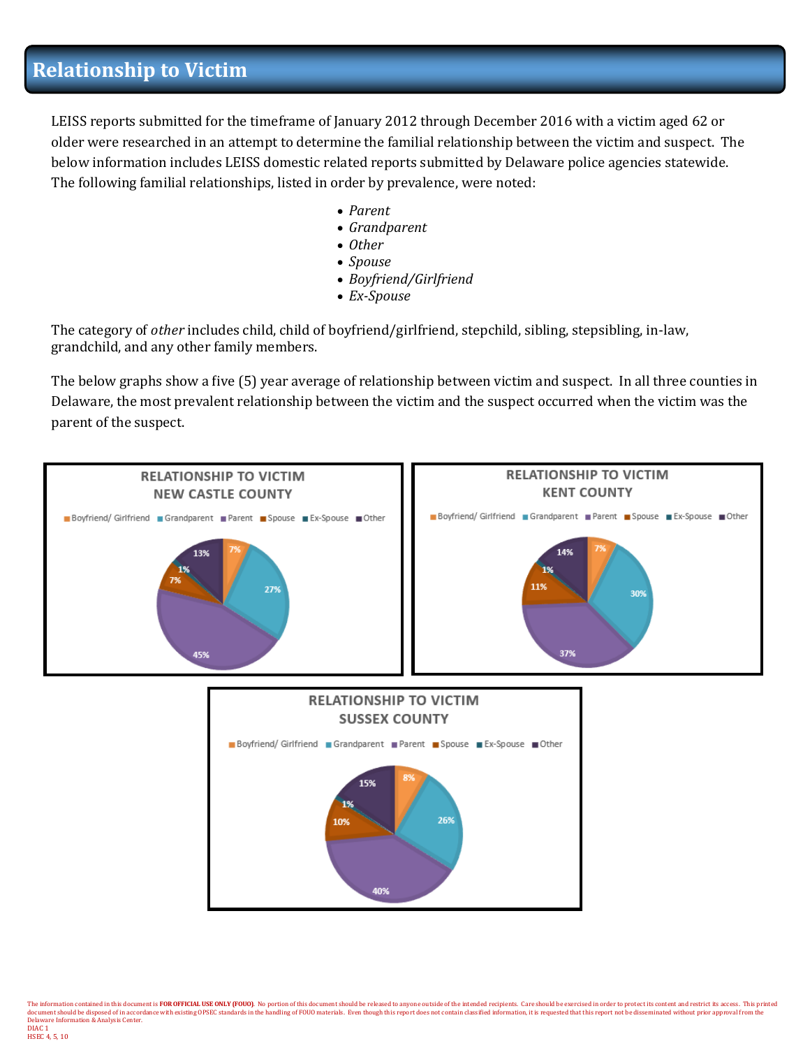# Relationship to Victim

LEISS reports submitted for the timeframe of January 2012 through December 2016 with a victim aged 62 or older were researched in an attempt to determine the familial relationship between the victim and suspect. The below information includes LEISS domestic related reports submitted by Delaware police agencies statewide. The following familial relationships, listed in order by prevalence, were noted:

- *Parent*
- *Grandparent*
- *Other*
- *Spouse*
- *Boyfriend/Girlfriend*
- *Ex-Spouse*

The category of *other* includes child, child of boyfriend/girlfriend, stepchild, sibling, stepsibling, in-law, grandchild, and any other family members.

The below graphs show a five (5) year average of relationship between victim and suspect. In all three counties in Delaware, the most prevalent relationship between the victim and the suspect occurred when the victim was the parent of the suspect.

**RELATIONSHIP TO VICTIM NEW CASTLE COUNTY**

| Relationship | Percentage |
|---|---|
| Boyfriend/ Girlfriend | 7% |
| Grandparent | 27% |
| Parent | 45% |
| Spouse | 7% |
| Ex-Spouse | 1% |
| Other | 13% |

**RELATIONSHIP TO VICTIM KENT COUNTY**

| Relationship | Percentage |
|---|---|
| Boyfriend/ Girlfriend | 7% |
| Grandparent | 30% |
| Parent | 37% |
| Spouse | 11% |
| Ex-Spouse | 1% |
| Other | 14% |

**RELATIONSHIP TO VICTIM SUSSEX COUNTY**

| Relationship | Percentage |
|---|---|
| Boyfriend/ Girlfriend | 8% |
| Grandparent | 26% |
| Parent | 40% |
| Spouse | 10% |
| Ex-Spouse | 1% |
| Other | 15% |

The information contained in this document is **FOR OFFICIAL USE ONLY (FOUO)**. No portion of this document should be released to anyone outside of the intended recipients. Care should be exercised in order to protect its content and restrict its access. This printed document should be disposed of in accordance with existing OPSEC standards in the handling of FOUO materials. Even though this report does not contain classified information, it is requested that this report not be disseminated without prior approval from the Delaware Information & Analysis Center.
DIAC 1
HSEC 4, 5, 10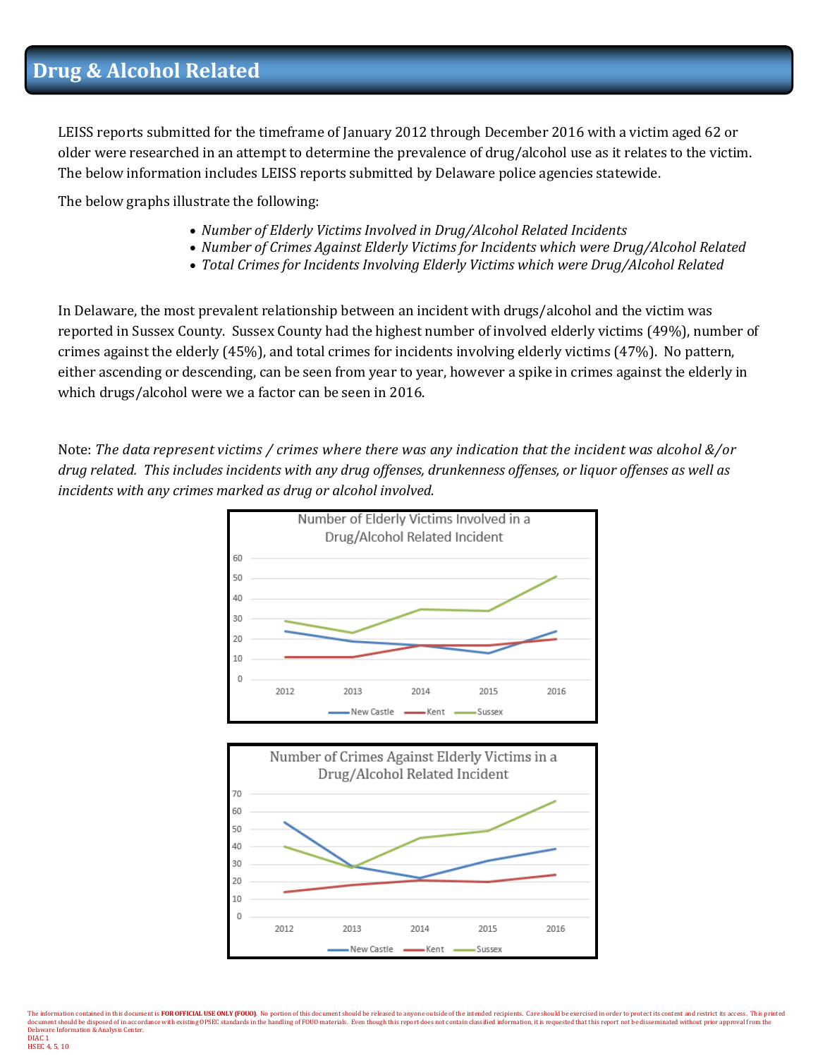# Drug & Alcohol Related

LEISS reports submitted for the timeframe of January 2012 through December 2016 with a victim aged 62 or older were researched in an attempt to determine the prevalence of drug/alcohol use as it relates to the victim. The below information includes LEISS reports submitted by Delaware police agencies statewide.

The below graphs illustrate the following:

- *Number of Elderly Victims Involved in Drug/Alcohol Related Incidents*
- *Number of Crimes Against Elderly Victims for Incidents which were Drug/Alcohol Related*
- *Total Crimes for Incidents Involving Elderly Victims which were Drug/Alcohol Related*

In Delaware, the most prevalent relationship between an incident with drugs/alcohol and the victim was reported in Sussex County. Sussex County had the highest number of involved elderly victims (49%), number of crimes against the elderly (45%), and total crimes for incidents involving elderly victims (47%). No pattern, either ascending or descending, can be seen from year to year, however a spike in crimes against the elderly in which drugs/alcohol were we a factor can be seen in 2016.

Note: *The data represent victims / crimes where there was any indication that the incident was alcohol &/or drug related. This includes incidents with any drug offenses, drunkenness offenses, or liquor offenses as well as incidents with any crimes marked as drug or alcohol involved.*

Number of Elderly Victims Involved in a Drug/Alcohol Related Incident

Legend: New Castle, Kent, Sussex (years 2012–2016)

Number of Crimes Against Elderly Victims in a Drug/Alcohol Related Incident

Legend: New Castle, Kent, Sussex (years 2012–2016)

The information contained in this document is **FOR OFFICIAL USE ONLY (FOUO)**. No portion of this document should be released to anyone outside of the intended recipients. Care should be exercised in order to protect its content and restrict its access. This printed document should be disposed of in accordance with existing OPSEC standards in the handling of FOUO materials. Even though this report does not contain classified information, it is requested that this report not be disseminated without prior approval from the Delaware Information & Analysis Center.
DIAC 1
HSEC 4, 5, 10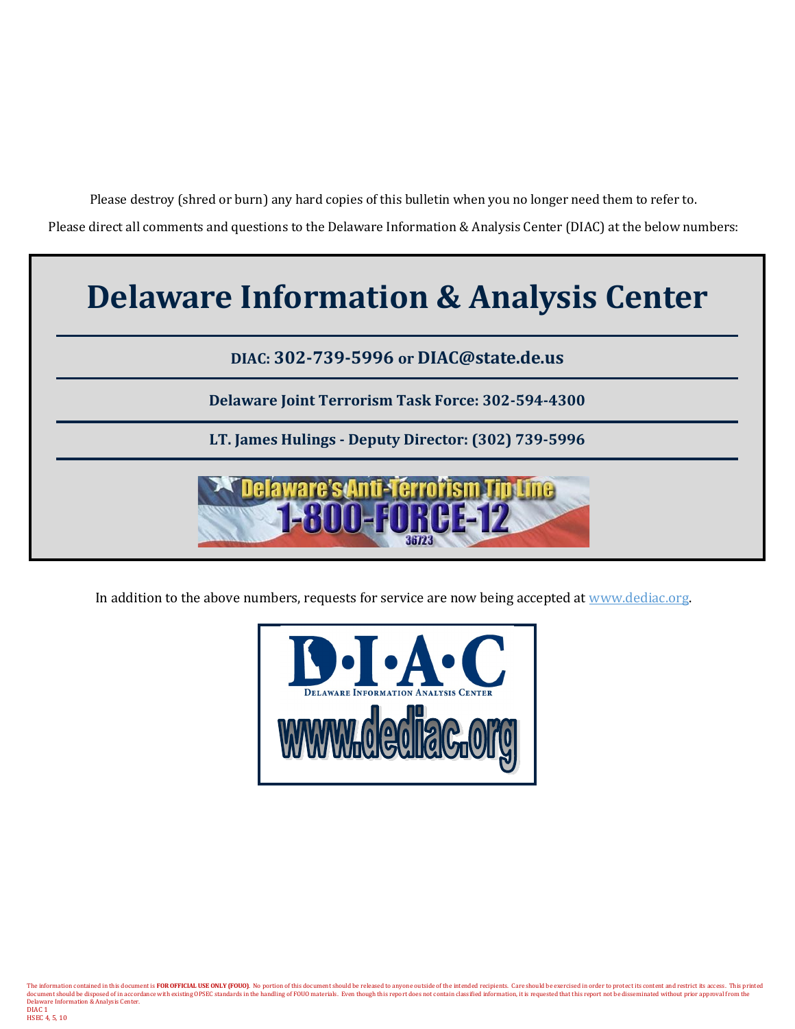Please destroy (shred or burn) any hard copies of this bulletin when you no longer need them to refer to.

Please direct all comments and questions to the Delaware Information & Analysis Center (DIAC) at the below numbers:

# Delaware Information & Analysis Center

**DIAC: 302-739-5996 or DIAC@state.de.us**

**Delaware Joint Terrorism Task Force: 302-594-4300**

**LT. James Hulings - Deputy Director: (302) 739-5996**

Delaware's Anti-Terrorism Tip Line
1-800-FORCE-12
36723

In addition to the above numbers, requests for service are now being accepted at www.dediac.org.

D·I·A·C
DELAWARE INFORMATION ANALYSIS CENTER
www.dediac.org

The information contained in this document is **FOR OFFICIAL USE ONLY (FOUO)**. No portion of this document should be released to anyone outside of the intended recipients. Care should be exercised in order to protect its content and restrict its access. This printed document should be disposed of in accordance with existing OPSEC standards in the handling of FOUO materials. Even though this report does not contain classified information, it is requested that this report not be disseminated without prior approval from the Delaware Information & Analysis Center.
DIAC 1
HSEC 4, 5, 10